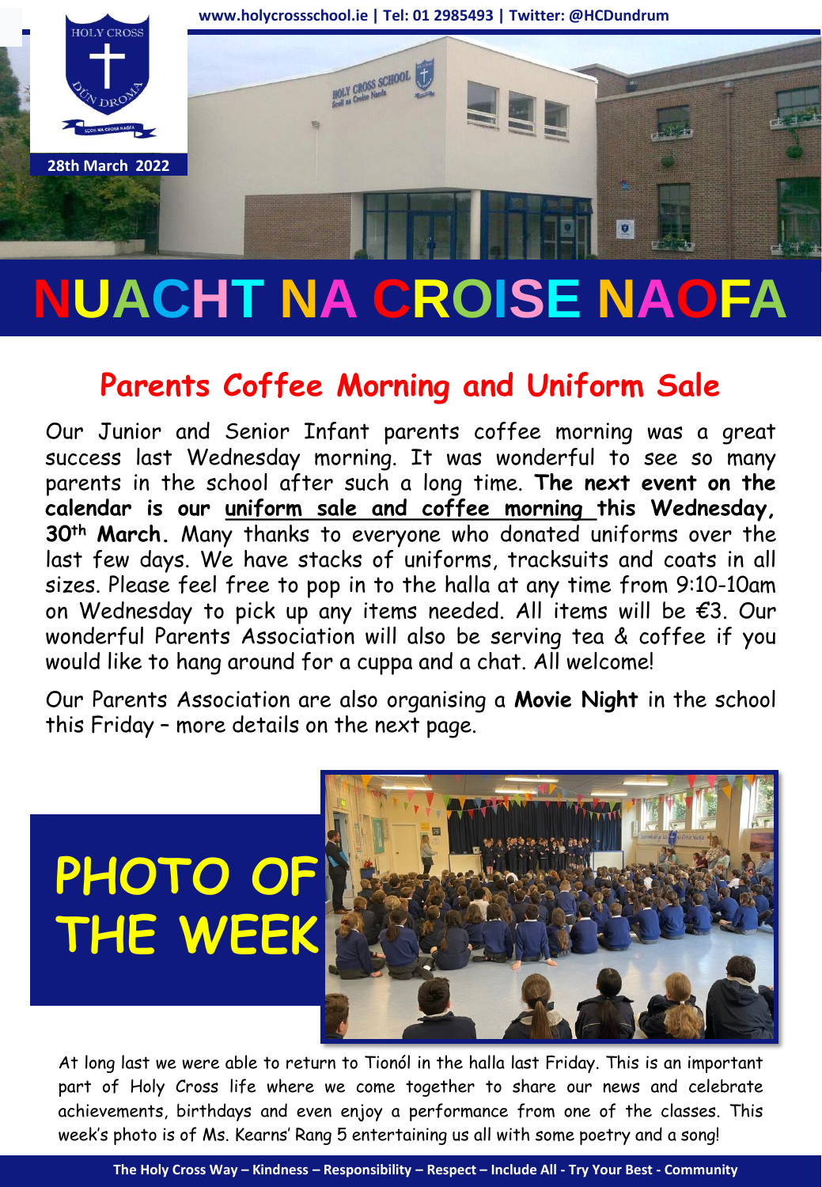www.holycrossschool.ie | Tel: 01 2985493 | Twitter: @HCDundrum

28th March 2022

# NUACHT NA CROISE NAOFA

## Parents Coffee Morning and Uniform Sale

Our Junior and Senior Infant parents coffee morning was a great success last Wednesday morning. It was wonderful to see so many parents in the school after such a long time. **The next event on the calendar is our <u>uniform sale and coffee morning</u> this Wednesday, 30th March.** Many thanks to everyone who donated uniforms over the last few days. We have stacks of uniforms, tracksuits and coats in all sizes. Please feel free to pop in to the halla at any time from 9:10-10am on Wednesday to pick up any items needed. All items will be €3. Our wonderful Parents Association will also be serving tea & coffee if you would like to hang around for a cuppa and a chat. All welcome!

Our Parents Association are also organising a **Movie Night** in the school this Friday – more details on the next page.

## PHOTO OF THE WEEK

At long last we were able to return to Tionól in the halla last Friday. This is an important part of Holy Cross life where we come together to share our news and celebrate achievements, birthdays and even enjoy a performance from one of the classes. This week's photo is of Ms. Kearns' Rang 5 entertaining us all with some poetry and a song!

The Holy Cross Way – Kindness – Responsibility – Respect – Include All - Try Your Best - Community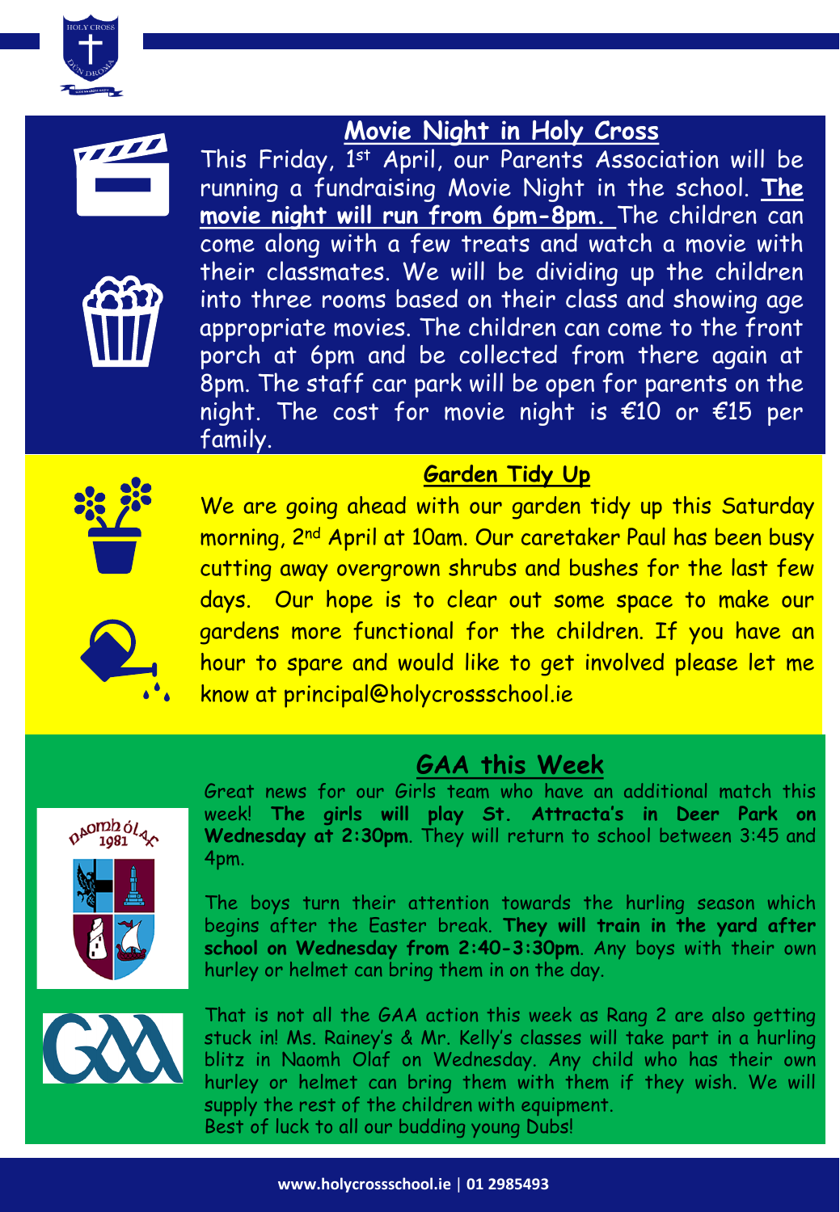## Movie Night in Holy Cross

This Friday, 1st April, our Parents Association will be running a fundraising Movie Night in the school. **The movie night will run from 6pm-8pm.** The children can come along with a few treats and watch a movie with their classmates. We will be dividing up the children into three rooms based on their class and showing age appropriate movies. The children can come to the front porch at 6pm and be collected from there again at 8pm. The staff car park will be open for parents on the night. The cost for movie night is €10 or €15 per family.

## Garden Tidy Up

We are going ahead with our garden tidy up this Saturday morning, 2nd April at 10am. Our caretaker Paul has been busy cutting away overgrown shrubs and bushes for the last few days. Our hope is to clear out some space to make our gardens more functional for the children. If you have an hour to spare and would like to get involved please let me know at principal@holycrossschool.ie

## GAA this Week

Great news for our Girls team who have an additional match this week! **The girls will play St. Attracta's in Deer Park on Wednesday at 2:30pm**. They will return to school between 3:45 and 4pm.

The boys turn their attention towards the hurling season which begins after the Easter break. **They will train in the yard after school on Wednesday from 2:40-3:30pm**. Any boys with their own hurley or helmet can bring them in on the day.

That is not all the GAA action this week as Rang 2 are also getting stuck in! Ms. Rainey's & Mr. Kelly's classes will take part in a hurling blitz in Naomh Olaf on Wednesday. Any child who has their own hurley or helmet can bring them with them if they wish. We will supply the rest of the children with equipment.
Best of luck to all our budding young Dubs!

www.holycrossschool.ie | 01 2985493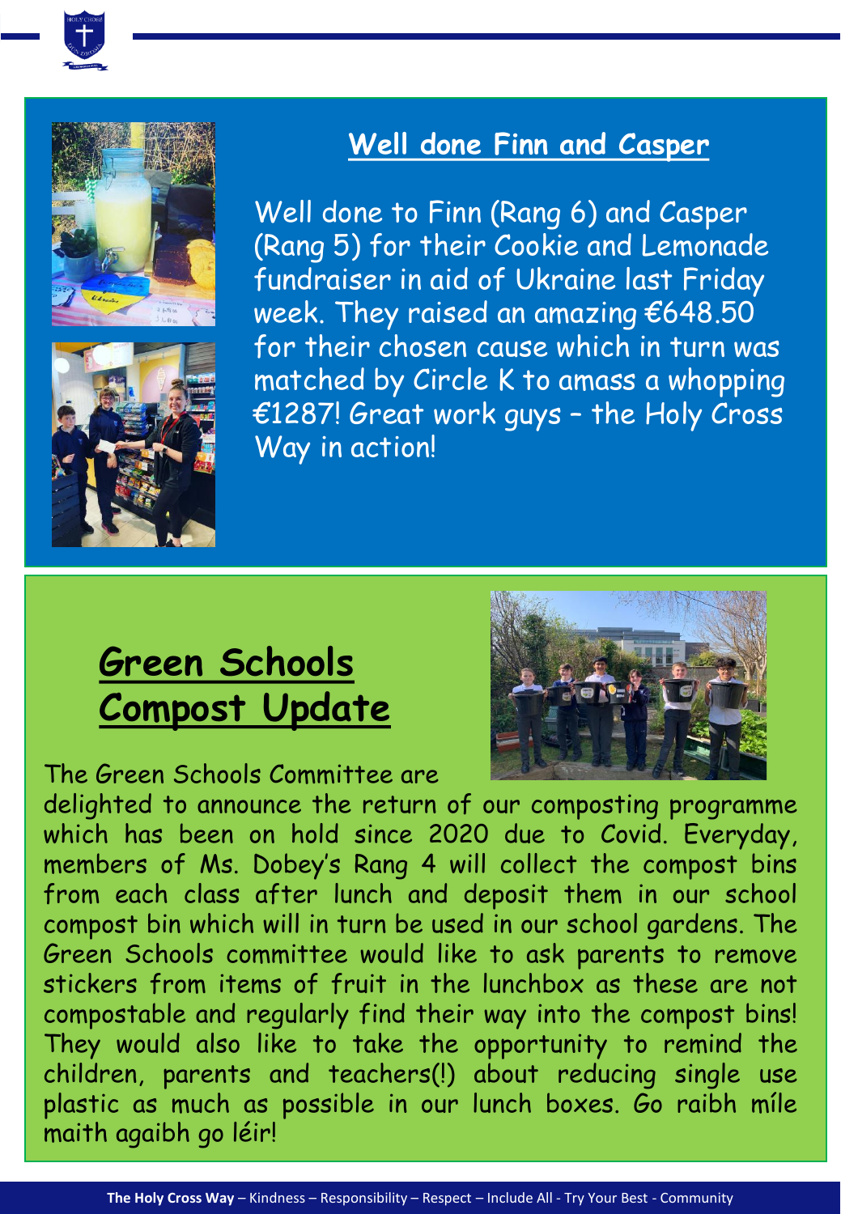## Well done Finn and Casper

Well done to Finn (Rang 6) and Casper (Rang 5) for their Cookie and Lemonade fundraiser in aid of Ukraine last Friday week. They raised an amazing €648.50 for their chosen cause which in turn was matched by Circle K to amass a whopping €1287! Great work guys – the Holy Cross Way in action!

## Green Schools Compost Update

The Green Schools Committee are delighted to announce the return of our composting programme which has been on hold since 2020 due to Covid. Everyday, members of Ms. Dobey's Rang 4 will collect the compost bins from each class after lunch and deposit them in our school compost bin which will in turn be used in our school gardens. The Green Schools committee would like to ask parents to remove stickers from items of fruit in the lunchbox as these are not compostable and regularly find their way into the compost bins! They would also like to take the opportunity to remind the children, parents and teachers(!) about reducing single use plastic as much as possible in our lunch boxes. Go raibh míle maith agaibh go léir!